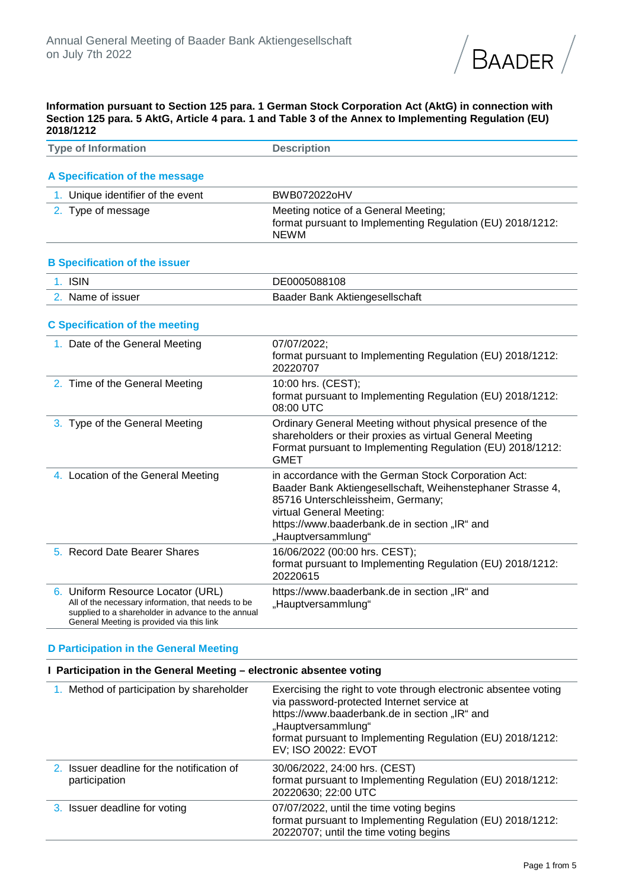Annual General Meeting of Baader Bank Aktiengesellschaft
on July 7th 2022

**Information pursuant to Section 125 para. 1 German Stock Corporation Act (AktG) in connection with Section 125 para. 5 AktG, Article 4 para. 1 and Table 3 of the Annex to Implementing Regulation (EU) 2018/1212**

| Type of Information | Description |
|---|---|
| **A Specification of the message** | |
| 1. Unique identifier of the event | BWB072022oHV |
| 2. Type of message | Meeting notice of a General Meeting;<br>format pursuant to Implementing Regulation (EU) 2018/1212: NEWM |
| **B Specification of the issuer** | |
| 1. ISIN | DE0005088108 |
| 2. Name of issuer | Baader Bank Aktiengesellschaft |
| **C Specification of the meeting** | |
| 1. Date of the General Meeting | 07/07/2022;<br>format pursuant to Implementing Regulation (EU) 2018/1212: 20220707 |
| 2. Time of the General Meeting | 10:00 hrs. (CEST);<br>format pursuant to Implementing Regulation (EU) 2018/1212: 08:00 UTC |
| 3. Type of the General Meeting | Ordinary General Meeting without physical presence of the shareholders or their proxies as virtual General Meeting<br>Format pursuant to Implementing Regulation (EU) 2018/1212: GMET |
| 4. Location of the General Meeting | in accordance with the German Stock Corporation Act: Baader Bank Aktiengesellschaft, Weihenstephaner Strasse 4, 85716 Unterschleissheim, Germany;<br>virtual General Meeting:<br>https://www.baaderbank.de in section „IR“ and „Hauptversammlung“ |
| 5. Record Date Bearer Shares | 16/06/2022 (00:00 hrs. CEST);<br>format pursuant to Implementing Regulation (EU) 2018/1212: 20220615 |
| 6. Uniform Resource Locator (URL)<br>All of the necessary information, that needs to be supplied to a shareholder in advance to the annual General Meeting is provided via this link | https://www.baaderbank.de in section „IR“ and „Hauptversammlung“ |

**D Participation in the General Meeting**

**I Participation in the General Meeting – electronic absentee voting**

| | |
|---|---|
| 1. Method of participation by shareholder | Exercising the right to vote through electronic absentee voting via password-protected Internet service at https://www.baaderbank.de in section „IR“ and „Hauptversammlung“<br>format pursuant to Implementing Regulation (EU) 2018/1212: EV; ISO 20022: EVOT |
| 2. Issuer deadline for the notification of participation | 30/06/2022, 24:00 hrs. (CEST)<br>format pursuant to Implementing Regulation (EU) 2018/1212: 20220630; 22:00 UTC |
| 3. Issuer deadline for voting | 07/07/2022, until the time voting begins<br>format pursuant to Implementing Regulation (EU) 2018/1212: 20220707; until the time voting begins |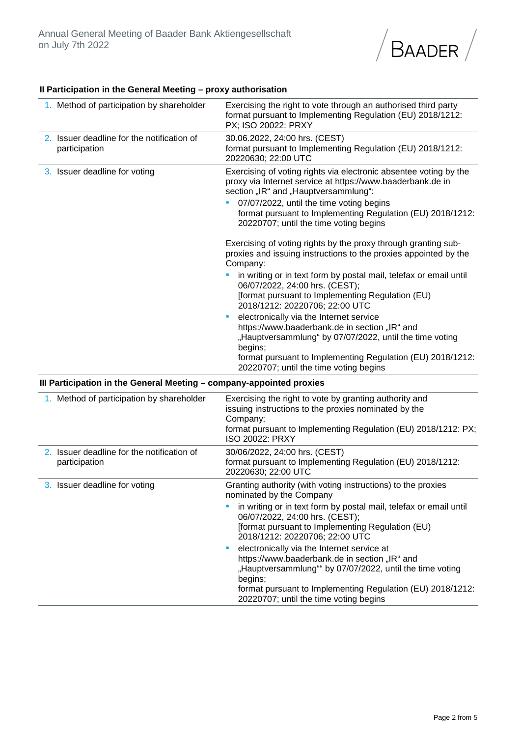### II Participation in the General Meeting – proxy authorisation

| | |
|---|---|
| 1. Method of participation by shareholder | Exercising the right to vote through an authorised third party<br>format pursuant to Implementing Regulation (EU) 2018/1212: PX; ISO 20022: PRXY |
| 2. Issuer deadline for the notification of participation | 30.06.2022, 24:00 hrs. (CEST)<br>format pursuant to Implementing Regulation (EU) 2018/1212: 20220630; 22:00 UTC |
| 3. Issuer deadline for voting | Exercising of voting rights via electronic absentee voting by the proxy via Internet service at https://www.baaderbank.de in section „IR“ and „Hauptversammlung“:<br>▪ 07/07/2022, until the time voting begins<br>format pursuant to Implementing Regulation (EU) 2018/1212: 20220707; until the time voting begins<br><br>Exercising of voting rights by the proxy through granting sub-proxies and issuing instructions to the proxies appointed by the Company:<br>▪ in writing or in text form by postal mail, telefax or email until 06/07/2022, 24:00 hrs. (CEST);<br>[format pursuant to Implementing Regulation (EU) 2018/1212: 20220706; 22:00 UTC<br>▪ electronically via the Internet service https://www.baaderbank.de in section „IR“ and „Hauptversammlung“ by 07/07/2022, until the time voting begins;<br>format pursuant to Implementing Regulation (EU) 2018/1212: 20220707; until the time voting begins |

### III Participation in the General Meeting – company-appointed proxies

| | |
|---|---|
| 1. Method of participation by shareholder | Exercising the right to vote by granting authority and issuing instructions to the proxies nominated by the Company;<br>format pursuant to Implementing Regulation (EU) 2018/1212: PX; ISO 20022: PRXY |
| 2. Issuer deadline for the notification of participation | 30/06/2022, 24:00 hrs. (CEST)<br>format pursuant to Implementing Regulation (EU) 2018/1212: 20220630; 22:00 UTC |
| 3. Issuer deadline for voting | Granting authority (with voting instructions) to the proxies nominated by the Company<br>▪ in writing or in text form by postal mail, telefax or email until 06/07/2022, 24:00 hrs. (CEST);<br>[format pursuant to Implementing Regulation (EU) 2018/1212: 20220706; 22:00 UTC<br>▪ electronically via the Internet service at https://www.baaderbank.de in section „IR“ and „Hauptversammlung““ by 07/07/2022, until the time voting begins;<br>format pursuant to Implementing Regulation (EU) 2018/1212: 20220707; until the time voting begins |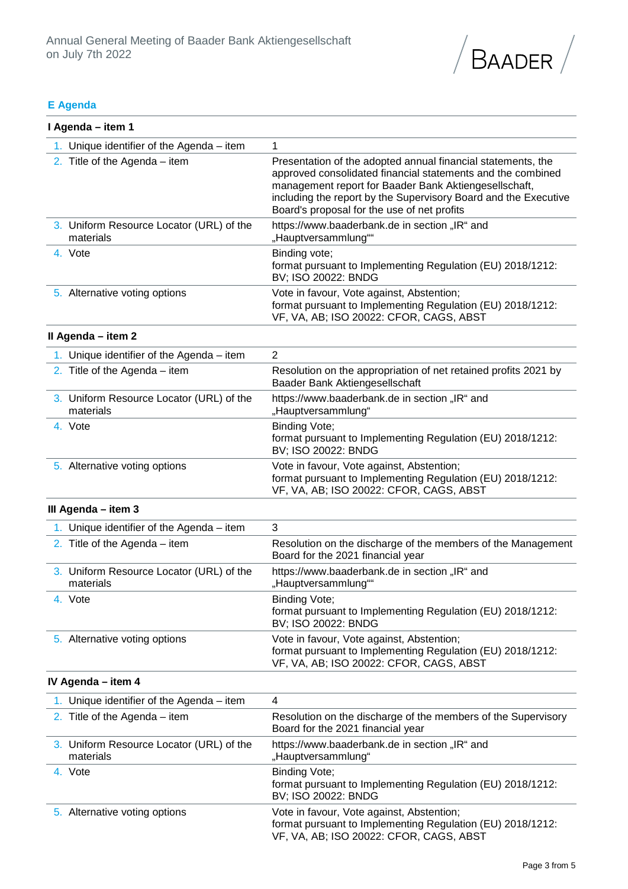## E Agenda

### I Agenda – item 1

| | |
|---|---|
| 1. Unique identifier of the Agenda – item | 1 |
| 2. Title of the Agenda – item | Presentation of the adopted annual financial statements, the approved consolidated financial statements and the combined management report for Baader Bank Aktiengesellschaft, including the report by the Supervisory Board and the Executive Board's proposal for the use of net profits |
| 3. Uniform Resource Locator (URL) of the materials | https://www.baaderbank.de in section „IR" and „Hauptversammlung"" |
| 4. Vote | Binding vote;<br>format pursuant to Implementing Regulation (EU) 2018/1212: BV; ISO 20022: BNDG |
| 5. Alternative voting options | Vote in favour, Vote against, Abstention;<br>format pursuant to Implementing Regulation (EU) 2018/1212: VF, VA, AB; ISO 20022: CFOR, CAGS, ABST |

### II Agenda – item 2

| | |
|---|---|
| 1. Unique identifier of the Agenda – item | 2 |
| 2. Title of the Agenda – item | Resolution on the appropriation of net retained profits 2021 by Baader Bank Aktiengesellschaft |
| 3. Uniform Resource Locator (URL) of the materials | https://www.baaderbank.de in section „IR" and „Hauptversammlung" |
| 4. Vote | Binding Vote;<br>format pursuant to Implementing Regulation (EU) 2018/1212: BV; ISO 20022: BNDG |
| 5. Alternative voting options | Vote in favour, Vote against, Abstention;<br>format pursuant to Implementing Regulation (EU) 2018/1212: VF, VA, AB; ISO 20022: CFOR, CAGS, ABST |

### III Agenda – item 3

| | |
|---|---|
| 1. Unique identifier of the Agenda – item | 3 |
| 2. Title of the Agenda – item | Resolution on the discharge of the members of the Management Board for the 2021 financial year |
| 3. Uniform Resource Locator (URL) of the materials | https://www.baaderbank.de in section „IR" and „Hauptversammlung"" |
| 4. Vote | Binding Vote;<br>format pursuant to Implementing Regulation (EU) 2018/1212: BV; ISO 20022: BNDG |
| 5. Alternative voting options | Vote in favour, Vote against, Abstention;<br>format pursuant to Implementing Regulation (EU) 2018/1212: VF, VA, AB; ISO 20022: CFOR, CAGS, ABST |

### IV Agenda – item 4

| | |
|---|---|
| 1. Unique identifier of the Agenda – item | 4 |
| 2. Title of the Agenda – item | Resolution on the discharge of the members of the Supervisory Board for the 2021 financial year |
| 3. Uniform Resource Locator (URL) of the materials | https://www.baaderbank.de in section „IR" and „Hauptversammlung" |
| 4. Vote | Binding Vote;<br>format pursuant to Implementing Regulation (EU) 2018/1212: BV; ISO 20022: BNDG |
| 5. Alternative voting options | Vote in favour, Vote against, Abstention;<br>format pursuant to Implementing Regulation (EU) 2018/1212: VF, VA, AB; ISO 20022: CFOR, CAGS, ABST |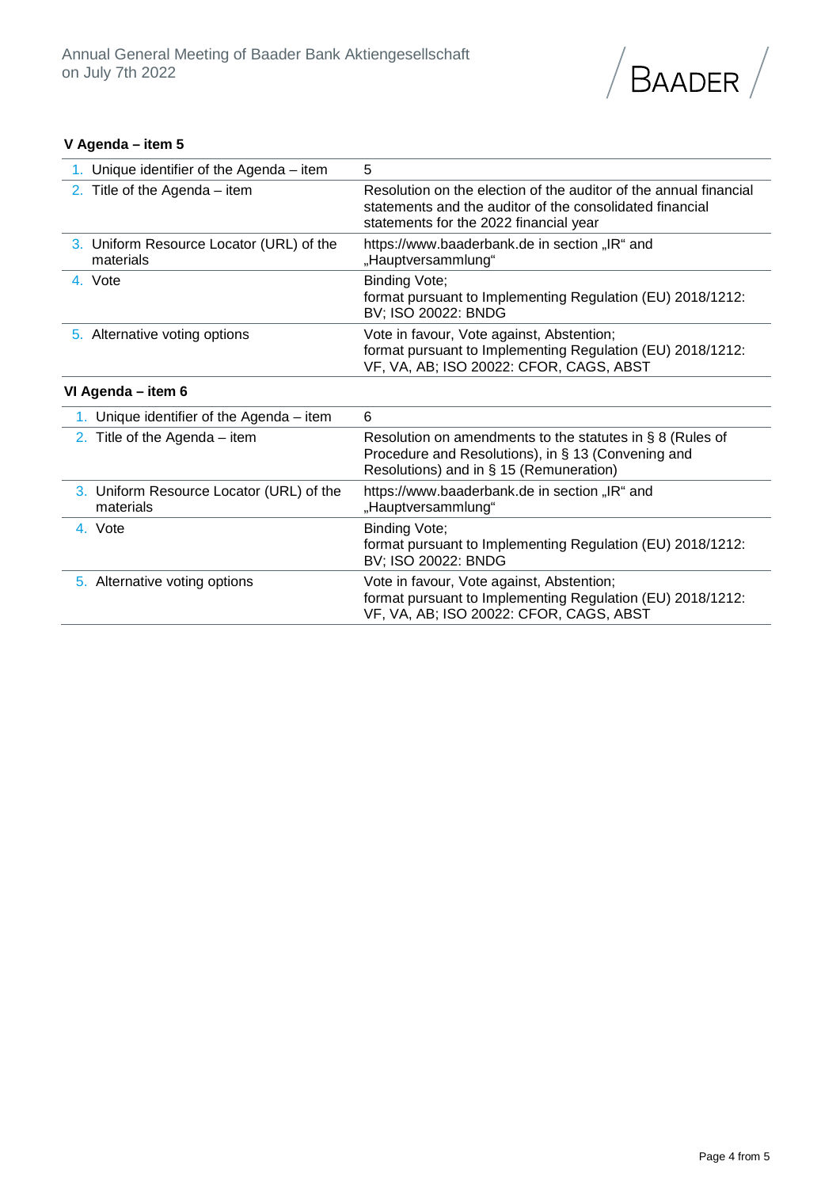### V Agenda – item 5

| | |
|---|---|
| 1. Unique identifier of the Agenda – item | 5 |
| 2. Title of the Agenda – item | Resolution on the election of the auditor of the annual financial statements and the auditor of the consolidated financial statements for the 2022 financial year |
| 3. Uniform Resource Locator (URL) of the materials | https://www.baaderbank.de in section „IR" and „Hauptversammlung" |
| 4. Vote | Binding Vote; format pursuant to Implementing Regulation (EU) 2018/1212: BV; ISO 20022: BNDG |
| 5. Alternative voting options | Vote in favour, Vote against, Abstention; format pursuant to Implementing Regulation (EU) 2018/1212: VF, VA, AB; ISO 20022: CFOR, CAGS, ABST |

### VI Agenda – item 6

| | |
|---|---|
| 1. Unique identifier of the Agenda – item | 6 |
| 2. Title of the Agenda – item | Resolution on amendments to the statutes in § 8 (Rules of Procedure and Resolutions), in § 13 (Convening and Resolutions) and in § 15 (Remuneration) |
| 3. Uniform Resource Locator (URL) of the materials | https://www.baaderbank.de in section „IR" and „Hauptversammlung" |
| 4. Vote | Binding Vote; format pursuant to Implementing Regulation (EU) 2018/1212: BV; ISO 20022: BNDG |
| 5. Alternative voting options | Vote in favour, Vote against, Abstention; format pursuant to Implementing Regulation (EU) 2018/1212: VF, VA, AB; ISO 20022: CFOR, CAGS, ABST |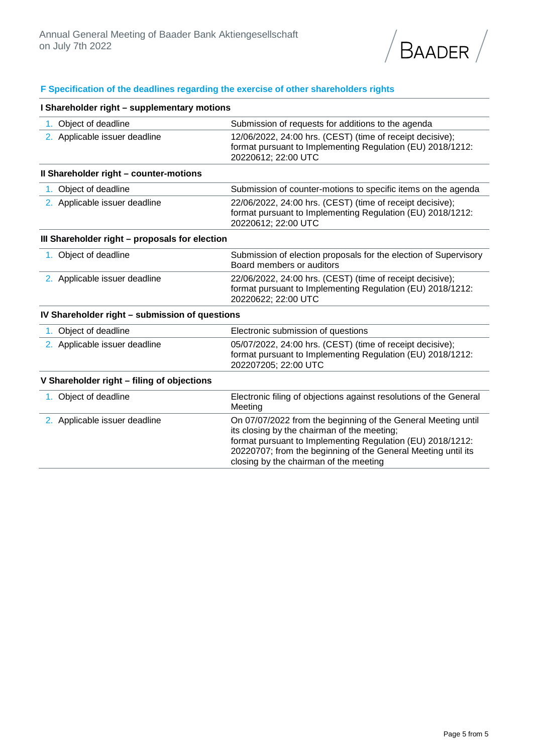## F Specification of the deadlines regarding the exercise of other shareholders rights

### I Shareholder right – supplementary motions

| | |
|---|---|
| 1. Object of deadline | Submission of requests for additions to the agenda |
| 2. Applicable issuer deadline | 12/06/2022, 24:00 hrs. (CEST) (time of receipt decisive); format pursuant to Implementing Regulation (EU) 2018/1212: 20220612; 22:00 UTC |

### II Shareholder right – counter-motions

| | |
|---|---|
| 1. Object of deadline | Submission of counter-motions to specific items on the agenda |
| 2. Applicable issuer deadline | 22/06/2022, 24:00 hrs. (CEST) (time of receipt decisive); format pursuant to Implementing Regulation (EU) 2018/1212: 20220612; 22:00 UTC |

### III Shareholder right – proposals for election

| | |
|---|---|
| 1. Object of deadline | Submission of election proposals for the election of Supervisory Board members or auditors |
| 2. Applicable issuer deadline | 22/06/2022, 24:00 hrs. (CEST) (time of receipt decisive); format pursuant to Implementing Regulation (EU) 2018/1212: 20220622; 22:00 UTC |

### IV Shareholder right – submission of questions

| | |
|---|---|
| 1. Object of deadline | Electronic submission of questions |
| 2. Applicable issuer deadline | 05/07/2022, 24:00 hrs. (CEST) (time of receipt decisive); format pursuant to Implementing Regulation (EU) 2018/1212: 202207205; 22:00 UTC |

### V Shareholder right – filing of objections

| | |
|---|---|
| 1. Object of deadline | Electronic filing of objections against resolutions of the General Meeting |
| 2. Applicable issuer deadline | On 07/07/2022 from the beginning of the General Meeting until its closing by the chairman of the meeting; format pursuant to Implementing Regulation (EU) 2018/1212: 20220707; from the beginning of the General Meeting until its closing by the chairman of the meeting |